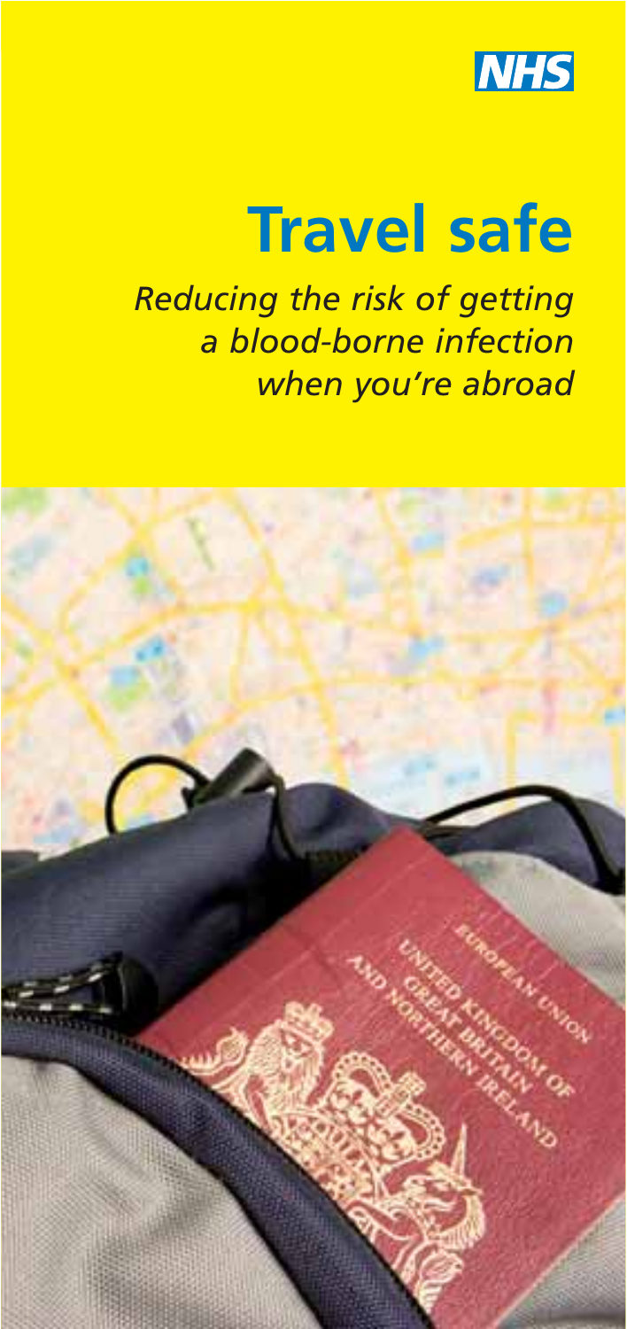NHS

# Travel safe

*Reducing the risk of getting a blood-borne infection when you're abroad*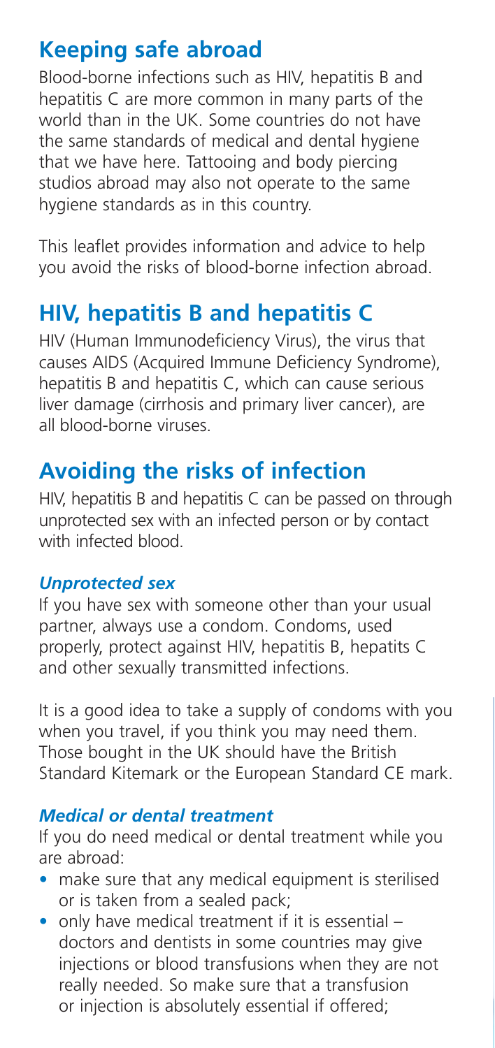## Keeping safe abroad

Blood-borne infections such as HIV, hepatitis B and hepatitis C are more common in many parts of the world than in the UK. Some countries do not have the same standards of medical and dental hygiene that we have here. Tattooing and body piercing studios abroad may also not operate to the same hygiene standards as in this country.

This leaflet provides information and advice to help you avoid the risks of blood-borne infection abroad.

## HIV, hepatitis B and hepatitis C

HIV (Human Immunodeficiency Virus), the virus that causes AIDS (Acquired Immune Deficiency Syndrome), hepatitis B and hepatitis C, which can cause serious liver damage (cirrhosis and primary liver cancer), are all blood-borne viruses.

## Avoiding the risks of infection

HIV, hepatitis B and hepatitis C can be passed on through unprotected sex with an infected person or by contact with infected blood.

### *Unprotected sex*

If you have sex with someone other than your usual partner, always use a condom. Condoms, used properly, protect against HIV, hepatitis B, hepatits C and other sexually transmitted infections.

It is a good idea to take a supply of condoms with you when you travel, if you think you may need them. Those bought in the UK should have the British Standard Kitemark or the European Standard CE mark.

### *Medical or dental treatment*

If you do need medical or dental treatment while you are abroad:

- make sure that any medical equipment is sterilised or is taken from a sealed pack;
- only have medical treatment if it is essential – doctors and dentists in some countries may give injections or blood transfusions when they are not really needed. So make sure that a transfusion or injection is absolutely essential if offered;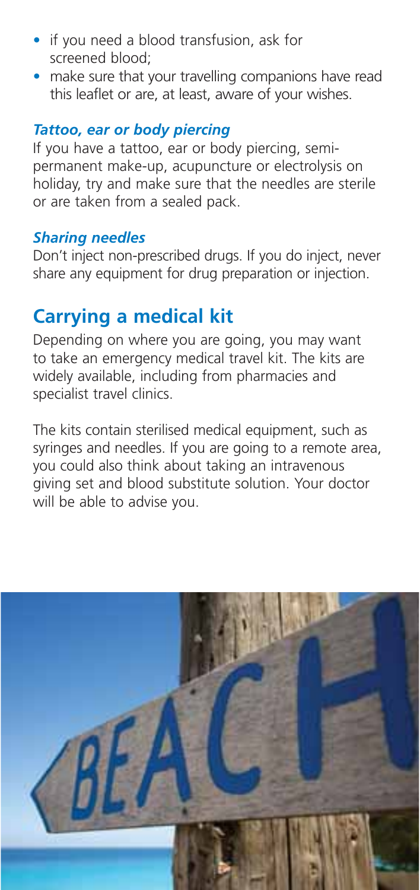- if you need a blood transfusion, ask for screened blood;
- make sure that your travelling companions have read this leaflet or are, at least, aware of your wishes.

### *Tattoo, ear or body piercing*

If you have a tattoo, ear or body piercing, semi-permanent make-up, acupuncture or electrolysis on holiday, try and make sure that the needles are sterile or are taken from a sealed pack.

### *Sharing needles*

Don't inject non-prescribed drugs. If you do inject, never share any equipment for drug preparation or injection.

## Carrying a medical kit

Depending on where you are going, you may want to take an emergency medical travel kit. The kits are widely available, including from pharmacies and specialist travel clinics.

The kits contain sterilised medical equipment, such as syringes and needles. If you are going to a remote area, you could also think about taking an intravenous giving set and blood substitute solution. Your doctor will be able to advise you.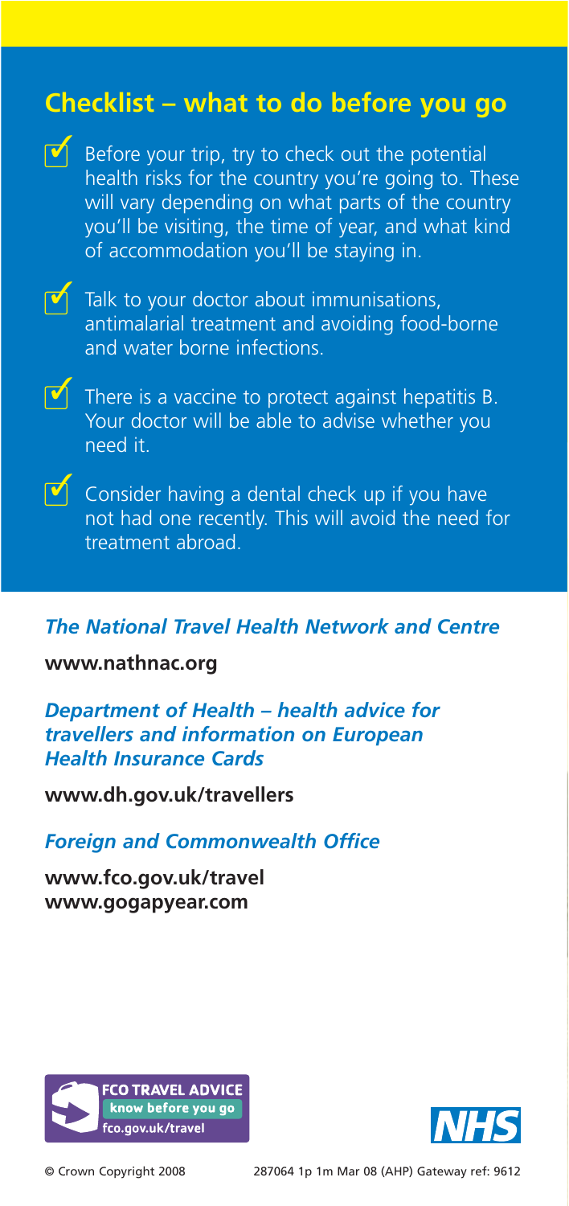## Checklist – what to do before you go

- Before your trip, try to check out the potential health risks for the country you're going to. These will vary depending on what parts of the country you'll be visiting, the time of year, and what kind of accommodation you'll be staying in.
- Talk to your doctor about immunisations, antimalarial treatment and avoiding food-borne and water borne infections.
- There is a vaccine to protect against hepatitis B. Your doctor will be able to advise whether you need it.
- Consider having a dental check up if you have not had one recently. This will avoid the need for treatment abroad.

***The National Travel Health Network and Centre***

**www.nathnac.org**

***Department of Health – health advice for travellers and information on European Health Insurance Cards***

**www.dh.gov.uk/travellers**

***Foreign and Commonwealth Office***

**www.fco.gov.uk/travel**
**www.gogapyear.com**

FCO TRAVEL ADVICE
know before you go
fco.gov.uk/travel

NHS

© Crown Copyright 2008 287064 1p 1m Mar 08 (AHP) Gateway ref: 9612